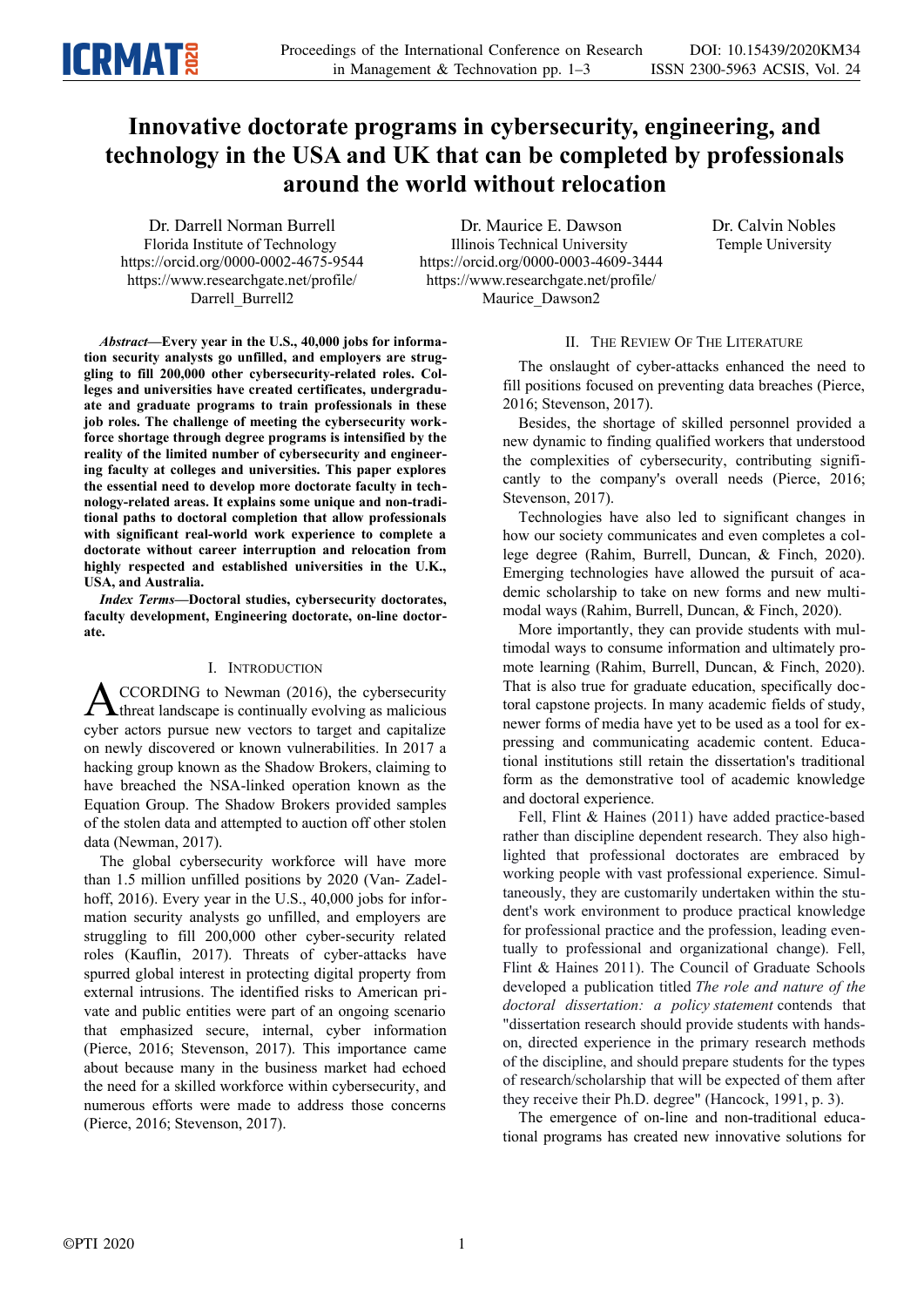# Innovative doctorate programs in cybersecurity, engineering, and technology in the USA and UK that can be completed by professionals around the world without relocation

Dr. Darrell Norman Burrell
Florida Institute of Technology
https://orcid.org/0000-0002-4675-9544
https://www.researchgate.net/profile/Darrell_Burrell2

Dr. Maurice E. Dawson
Illinois Technical University
https://orcid.org/0000-0003-4609-3444
https://www.researchgate.net/profile/Maurice_Dawson2

Dr. Calvin Nobles
Temple University

***Abstract*—Every year in the U.S., 40,000 jobs for information security analysts go unfilled, and employers are struggling to fill 200,000 other cybersecurity-related roles. Colleges and universities have created certificates, undergraduate and graduate programs to train professionals in these job roles. The challenge of meeting the cybersecurity workforce shortage through degree programs is intensified by the reality of the limited number of cybersecurity and engineering faculty at colleges and universities. This paper explores the essential need to develop more doctorate faculty in technology-related areas. It explains some unique and non-traditional paths to doctoral completion that allow professionals with significant real-world work experience to complete a doctorate without career interruption and relocation from highly respected and established universities in the U.K., USA, and Australia.**

***Index Terms*—Doctoral studies, cybersecurity doctorates, faculty development, Engineering doctorate, on-line doctorate.**

## I. Introduction

According to Newman (2016), the cybersecurity threat landscape is continually evolving as malicious cyber actors pursue new vectors to target and capitalize on newly discovered or known vulnerabilities. In 2017 a hacking group known as the Shadow Brokers, claiming to have breached the NSA-linked operation known as the Equation Group. The Shadow Brokers provided samples of the stolen data and attempted to auction off other stolen data (Newman, 2017).

The global cybersecurity workforce will have more than 1.5 million unfilled positions by 2020 (Van- Zadelhoff, 2016). Every year in the U.S., 40,000 jobs for information security analysts go unfilled, and employers are struggling to fill 200,000 other cyber-security related roles (Kauflin, 2017). Threats of cyber-attacks have spurred global interest in protecting digital property from external intrusions. The identified risks to American private and public entities were part of an ongoing scenario that emphasized secure, internal, cyber information (Pierce, 2016; Stevenson, 2017). This importance came about because many in the business market had echoed the need for a skilled workforce within cybersecurity, and numerous efforts were made to address those concerns (Pierce, 2016; Stevenson, 2017).

## II. The Review Of The Literature

The onslaught of cyber-attacks enhanced the need to fill positions focused on preventing data breaches (Pierce, 2016; Stevenson, 2017).

Besides, the shortage of skilled personnel provided a new dynamic to finding qualified workers that understood the complexities of cybersecurity, contributing significantly to the company's overall needs (Pierce, 2016; Stevenson, 2017).

Technologies have also led to significant changes in how our society communicates and even completes a college degree (Rahim, Burrell, Duncan, & Finch, 2020). Emerging technologies have allowed the pursuit of academic scholarship to take on new forms and new multimodal ways (Rahim, Burrell, Duncan, & Finch, 2020).

More importantly, they can provide students with multimodal ways to consume information and ultimately promote learning (Rahim, Burrell, Duncan, & Finch, 2020). That is also true for graduate education, specifically doctoral capstone projects. In many academic fields of study, newer forms of media have yet to be used as a tool for expressing and communicating academic content. Educational institutions still retain the dissertation's traditional form as the demonstrative tool of academic knowledge and doctoral experience.

Fell, Flint & Haines (2011) have added practice-based rather than discipline dependent research. They also highlighted that professional doctorates are embraced by working people with vast professional experience. Simultaneously, they are customarily undertaken within the student's work environment to produce practical knowledge for professional practice and the profession, leading eventually to professional and organizational change). Fell, Flint & Haines 2011). The Council of Graduate Schools developed a publication titled *The role and nature of the doctoral dissertation: a policy statement* contends that "dissertation research should provide students with hands-on, directed experience in the primary research methods of the discipline, and should prepare students for the types of research/scholarship that will be expected of them after they receive their Ph.D. degree" (Hancock, 1991, p. 3).

The emergence of on-line and non-traditional educational programs has created new innovative solutions for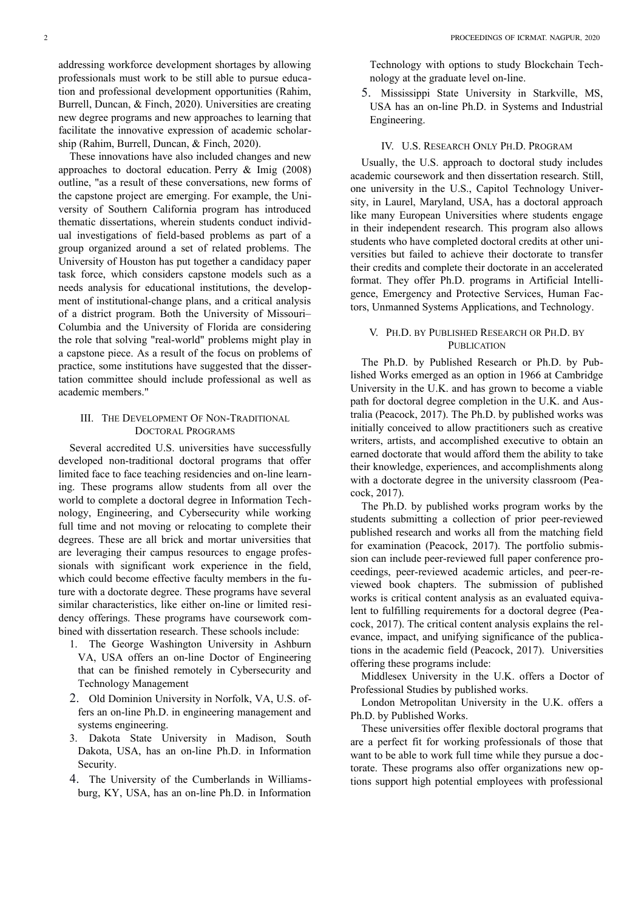addressing workforce development shortages by allowing professionals must work to be still able to pursue education and professional development opportunities (Rahim, Burrell, Duncan, & Finch, 2020). Universities are creating new degree programs and new approaches to learning that facilitate the innovative expression of academic scholarship (Rahim, Burrell, Duncan, & Finch, 2020).

These innovations have also included changes and new approaches to doctoral education. Perry & Imig (2008) outline, "as a result of these conversations, new forms of the capstone project are emerging. For example, the University of Southern California program has introduced thematic dissertations, wherein students conduct individual investigations of field-based problems as part of a group organized around a set of related problems. The University of Houston has put together a candidacy paper task force, which considers capstone models such as a needs analysis for educational institutions, the development of institutional-change plans, and a critical analysis of a district program. Both the University of Missouri–Columbia and the University of Florida are considering the role that solving "real-world" problems might play in a capstone piece. As a result of the focus on problems of practice, some institutions have suggested that the dissertation committee should include professional as well as academic members."

## III. The Development Of Non-Traditional Doctoral Programs

Several accredited U.S. universities have successfully developed non-traditional doctoral programs that offer limited face to face teaching residencies and on-line learning. These programs allow students from all over the world to complete a doctoral degree in Information Technology, Engineering, and Cybersecurity while working full time and not moving or relocating to complete their degrees. These are all brick and mortar universities that are leveraging their campus resources to engage professionals with significant work experience in the field, which could become effective faculty members in the future with a doctorate degree. These programs have several similar characteristics, like either on-line or limited residency offerings. These programs have coursework combined with dissertation research. These schools include:

1. The George Washington University in Ashburn VA, USA offers an on-line Doctor of Engineering that can be finished remotely in Cybersecurity and Technology Management
2. Old Dominion University in Norfolk, VA, U.S. offers an on-line Ph.D. in engineering management and systems engineering.
3. Dakota State University in Madison, South Dakota, USA, has an on-line Ph.D. in Information Security.
4. The University of the Cumberlands in Williamsburg, KY, USA, has an on-line Ph.D. in Information Technology with options to study Blockchain Technology at the graduate level on-line.
5. Mississippi State University in Starkville, MS, USA has an on-line Ph.D. in Systems and Industrial Engineering.

## IV. U.S. Research Only Ph.D. Program

Usually, the U.S. approach to doctoral study includes academic coursework and then dissertation research. Still, one university in the U.S., Capitol Technology University, in Laurel, Maryland, USA, has a doctoral approach like many European Universities where students engage in their independent research. This program also allows students who have completed doctoral credits at other universities but failed to achieve their doctorate to transfer their credits and complete their doctorate in an accelerated format. They offer Ph.D. programs in Artificial Intelligence, Emergency and Protective Services, Human Factors, Unmanned Systems Applications, and Technology.

## V. Ph.D. by Published Research or Ph.D. by Publication

The Ph.D. by Published Research or Ph.D. by Published Works emerged as an option in 1966 at Cambridge University in the U.K. and has grown to become a viable path for doctoral degree completion in the U.K. and Australia (Peacock, 2017). The Ph.D. by published works was initially conceived to allow practitioners such as creative writers, artists, and accomplished executive to obtain an earned doctorate that would afford them the ability to take their knowledge, experiences, and accomplishments along with a doctorate degree in the university classroom (Peacock, 2017).

The Ph.D. by published works program works by the students submitting a collection of prior peer-reviewed published research and works all from the matching field for examination (Peacock, 2017). The portfolio submission can include peer-reviewed full paper conference proceedings, peer-reviewed academic articles, and peer-reviewed book chapters. The submission of published works is critical content analysis as an evaluated equivalent to fulfilling requirements for a doctoral degree (Peacock, 2017). The critical content analysis explains the relevance, impact, and unifying significance of the publications in the academic field (Peacock, 2017). Universities offering these programs include:

Middlesex University in the U.K. offers a Doctor of Professional Studies by published works.

London Metropolitan University in the U.K. offers a Ph.D. by Published Works.

These universities offer flexible doctoral programs that are a perfect fit for working professionals of those that want to be able to work full time while they pursue a doctorate. These programs also offer organizations new options support high potential employees with professional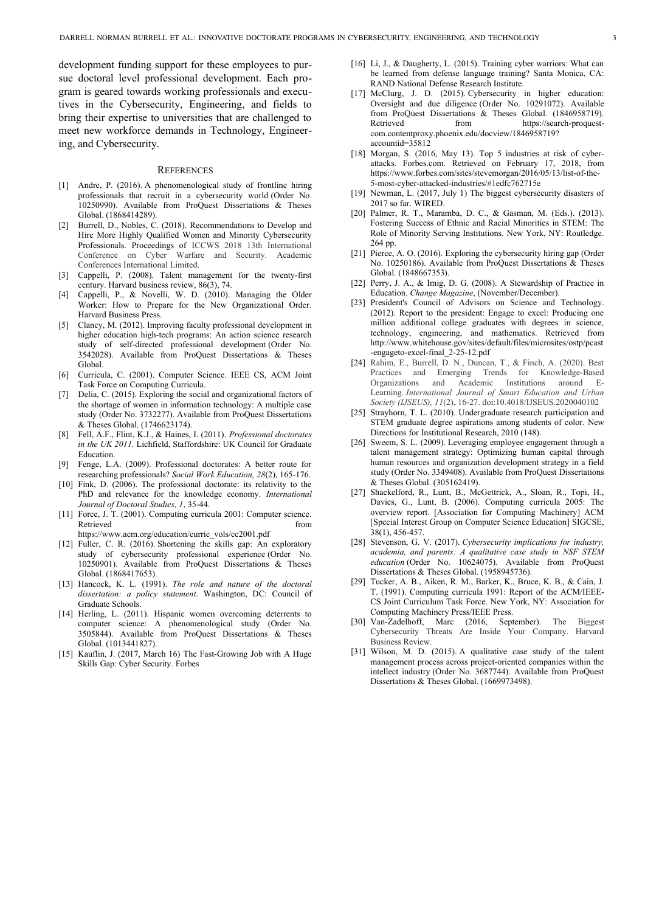development funding support for these employees to pursue doctoral level professional development. Each program is geared towards working professionals and executives in the Cybersecurity, Engineering, and fields to bring their expertise to universities that are challenged to meet new workforce demands in Technology, Engineering, and Cybersecurity.

## References

[1] Andre, P. (2016). A phenomenological study of frontline hiring professionals that recruit in a cybersecurity world (Order No. 10250990). Available from ProQuest Dissertations & Theses Global. (1868414289).

[2] Burrell, D., Nobles, C. (2018). Recommendations to Develop and Hire More Highly Qualified Women and Minority Cybersecurity Professionals. Proceedings of ICCWS 2018 13th International Conference on Cyber Warfare and Security. Academic Conferences International Limited.

[3] Cappelli, P. (2008). Talent management for the twenty-first century. Harvard business review, 86(3), 74.

[4] Cappelli, P., & Novelli, W. D. (2010). Managing the Older Worker: How to Prepare for the New Organizational Order. Harvard Business Press.

[5] Clancy, M. (2012). Improving faculty professional development in higher education high-tech programs: An action science research study of self-directed professional development (Order No. 3542028). Available from ProQuest Dissertations & Theses Global.

[6] Curricula, C. (2001). Computer Science. IEEE CS, ACM Joint Task Force on Computing Curricula.

[7] Delia, C. (2015). Exploring the social and organizational factors of the shortage of women in information technology: A multiple case study (Order No. 3732277). Available from ProQuest Dissertations & Theses Global. (1746623174).

[8] Fell, A.F., Flint, K.J., & Haines, I. (2011). *Professional doctorates in the UK 2011.* Lichfield, Staffordshire: UK Council for Graduate Education.

[9] Fenge, L.A. (2009). Professional doctorates: A better route for researching professionals? *Social Work Education, 28*(2), 165-176.

[10] Fink, D. (2006). The professional doctorate: its relativity to the PhD and relevance for the knowledge economy. *International Journal of Doctoral Studies, 1*, 35-44.

[11] Force, J. T. (2001). Computing curricula 2001: Computer science. Retrieved from https://www.acm.org/education/curric_vols/cc2001.pdf

[12] Fuller, C. R. (2016). Shortening the skills gap: An exploratory study of cybersecurity professional experience (Order No. 10250901). Available from ProQuest Dissertations & Theses Global. (1868417653).

[13] Hancock, K. L. (1991). *The role and nature of the doctoral dissertation: a policy statement*. Washington, DC: Council of Graduate Schools.

[14] Herling, L. (2011). Hispanic women overcoming deterrents to computer science: A phenomenological study (Order No. 3505844). Available from ProQuest Dissertations & Theses Global. (1013441827).

[15] Kauflin, J. (2017, March 16) The Fast-Growing Job with A Huge Skills Gap: Cyber Security. Forbes

[16] Li, J., & Daugherty, L. (2015). Training cyber warriors: What can be learned from defense language training? Santa Monica, CA: RAND National Defense Research Institute.

[17] McClurg, J. D. (2015). Cybersecurity in higher education: Oversight and due diligence (Order No. 10291072). Available from ProQuest Dissertations & Theses Global. (1846958719). Retrieved from https://search-proquest-com.contentproxy.phoenix.edu/docview/1846958719?accountid=35812

[18] Morgan, S. (2016, May 13). Top 5 industries at risk of cyber-attacks. Forbes.com. Retrieved on February 17, 2018, from https://www.forbes.com/sites/stevemorgan/2016/05/13/list-of-the-5-most-cyber-attacked-industries/#1edfc762715e

[19] Newman, L. (2017, July 1) The biggest cybersecurity disasters of 2017 so far. WIRED.

[20] Palmer, R. T., Maramba, D. C., & Gasman, M. (Eds.). (2013). Fostering Success of Ethnic and Racial Minorities in STEM: The Role of Minority Serving Institutions. New York, NY: Routledge. 264 pp.

[21] Pierce, A. O. (2016). Exploring the cybersecurity hiring gap (Order No. 10250186). Available from ProQuest Dissertations & Theses Global. (1848667353).

[22] Perry, J. A., & Imig, D. G. (2008). A Stewardship of Practice in Education. *Change Magazine*, (November/December).

[23] President's Council of Advisors on Science and Technology. (2012). Report to the president: Engage to excel: Producing one million additional college graduates with degrees in science, technology, engineering, and mathematics. Retrieved from http://www.whitehouse.gov/sites/default/files/microsites/ostp/pcast-engageto-excel-final_2-25-12.pdf

[24] Rahim, E., Burrell, D. N., Duncan, T., & Finch, A. (2020). Best Practices and Emerging Trends for Knowledge-Based Organizations and Academic Institutions around E-Learning. *International Journal of Smart Education and Urban Society (IJSEUS), 11*(2), 16-27. doi:10.4018/IJSEUS.2020040102

[25] Strayhorn, T. L. (2010). Undergraduate research participation and STEM graduate degree aspirations among students of color. New Directions for Institutional Research, 2010 (148).

[26] Sweem, S. L. (2009). Leveraging employee engagement through a talent management strategy: Optimizing human capital through human resources and organization development strategy in a field study (Order No. 3349408). Available from ProQuest Dissertations & Theses Global. (305162419).

[27] Shackelford, R., Lunt, B., McGettrick, A., Sloan, R., Topi, H., Davies, G., Lunt, B. (2006). Computing curricula 2005: The overview report. [Association for Computing Machinery] ACM [Special Interest Group on Computer Science Education] SIGCSE, 38(1), 456-457.

[28] Stevenson, G. V. (2017). *Cybersecurity implications for industry, academia, and parents: A qualitative case study in NSF STEM education* (Order No. 10624075). Available from ProQuest Dissertations & Theses Global. (1958945736).

[29] Tucker, A. B., Aiken, R. M., Barker, K., Bruce, K. B., & Cain, J. T. (1991). Computing curricula 1991: Report of the ACM/IEEE-CS Joint Curriculum Task Force. New York, NY: Association for Computing Machinery Press/IEEE Press.

[30] Van-Zadelhoff, Marc (2016, September). The Biggest Cybersecurity Threats Are Inside Your Company. Harvard Business Review.

[31] Wilson, M. D. (2015). A qualitative case study of the talent management process across project-oriented companies within the intellect industry (Order No. 3687744). Available from ProQuest Dissertations & Theses Global. (1669973498).